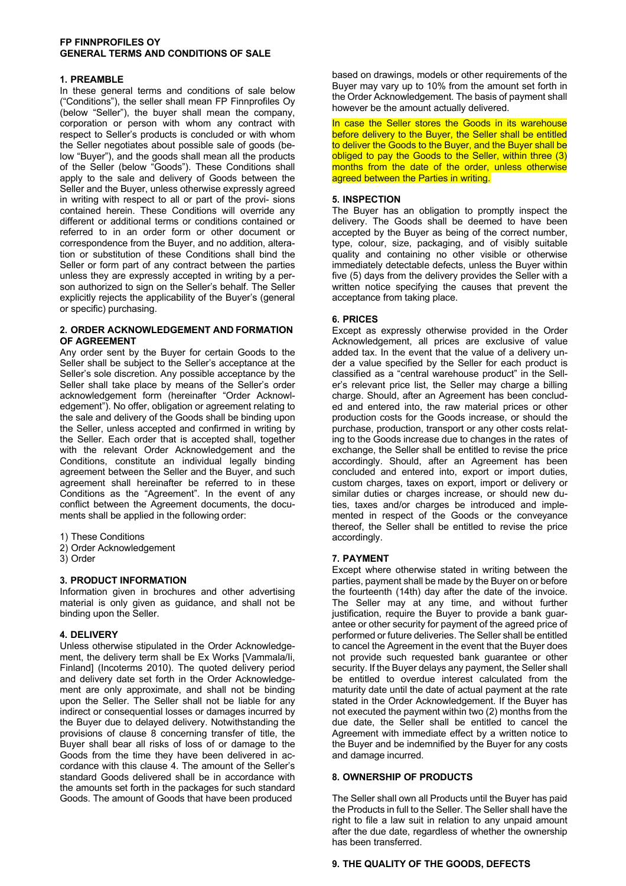**FP FINNPROFILES OY**
**GENERAL TERMS AND CONDITIONS OF SALE**

## 1. PREAMBLE

In these general terms and conditions of sale below ("Conditions"), the seller shall mean FP Finnprofiles Oy (below "Seller"), the buyer shall mean the company, corporation or person with whom any contract with respect to Seller's products is concluded or with whom the Seller negotiates about possible sale of goods (below "Buyer"), and the goods shall mean all the products of the Seller (below "Goods"). These Conditions shall apply to the sale and delivery of Goods between the Seller and the Buyer, unless otherwise expressly agreed in writing with respect to all or part of the provi- sions contained herein. These Conditions will override any different or additional terms or conditions contained or referred to in an order form or other document or correspondence from the Buyer, and no addition, alteration or substitution of these Conditions shall bind the Seller or form part of any contract between the parties unless they are expressly accepted in writing by a person authorized to sign on the Seller's behalf. The Seller explicitly rejects the applicability of the Buyer's (general or specific) purchasing.

## 2. ORDER ACKNOWLEDGEMENT AND FORMATION OF AGREEMENT

Any order sent by the Buyer for certain Goods to the Seller shall be subject to the Seller's acceptance at the Seller's sole discretion. Any possible acceptance by the Seller shall take place by means of the Seller's order acknowledgement form (hereinafter "Order Acknowledgement"). No offer, obligation or agreement relating to the sale and delivery of the Goods shall be binding upon the Seller, unless accepted and confirmed in writing by the Seller. Each order that is accepted shall, together with the relevant Order Acknowledgement and the Conditions, constitute an individual legally binding agreement between the Seller and the Buyer, and such agreement shall hereinafter be referred to in these Conditions as the "Agreement". In the event of any conflict between the Agreement documents, the documents shall be applied in the following order:

1) These Conditions
2) Order Acknowledgement
3) Order

## 3. PRODUCT INFORMATION

Information given in brochures and other advertising material is only given as guidance, and shall not be binding upon the Seller.

## 4. DELIVERY

Unless otherwise stipulated in the Order Acknowledgement, the delivery term shall be Ex Works [Vammala/Ii, Finland] (Incoterms 2010). The quoted delivery period and delivery date set forth in the Order Acknowledgement are only approximate, and shall not be binding upon the Seller. The Seller shall not be liable for any indirect or consequential losses or damages incurred by the Buyer due to delayed delivery. Notwithstanding the provisions of clause 8 concerning transfer of title, the Buyer shall bear all risks of loss of or damage to the Goods from the time they have been delivered in accordance with this clause 4. The amount of the Seller's standard Goods delivered shall be in accordance with the amounts set forth in the packages for such standard Goods. The amount of Goods that have been produced based on drawings, models or other requirements of the Buyer may vary up to 10% from the amount set forth in the Order Acknowledgement. The basis of payment shall however be the amount actually delivered.

In case the Seller stores the Goods in its warehouse before delivery to the Buyer, the Seller shall be entitled to deliver the Goods to the Buyer, and the Buyer shall be obliged to pay the Goods to the Seller, within three (3) months from the date of the order, unless otherwise agreed between the Parties in writing.

## 5. INSPECTION

The Buyer has an obligation to promptly inspect the delivery. The Goods shall be deemed to have been accepted by the Buyer as being of the correct number, type, colour, size, packaging, and of visibly suitable quality and containing no other visible or otherwise immediately detectable defects, unless the Buyer within five (5) days from the delivery provides the Seller with a written notice specifying the causes that prevent the acceptance from taking place.

## 6. PRICES

Except as expressly otherwise provided in the Order Acknowledgement, all prices are exclusive of value added tax. In the event that the value of a delivery under a value specified by the Seller for each product is classified as a "central warehouse product" in the Seller's relevant price list, the Seller may charge a billing charge. Should, after an Agreement has been concluded and entered into, the raw material prices or other production costs for the Goods increase, or should the purchase, production, transport or any other costs relating to the Goods increase due to changes in the rates of exchange, the Seller shall be entitled to revise the price accordingly. Should, after an Agreement has been concluded and entered into, export or import duties, custom charges, taxes on export, import or delivery or similar duties or charges increase, or should new duties, taxes and/or charges be introduced and implemented in respect of the Goods or the conveyance thereof, the Seller shall be entitled to revise the price accordingly.

## 7. PAYMENT

Except where otherwise stated in writing between the parties, payment shall be made by the Buyer on or before the fourteenth (14th) day after the date of the invoice. The Seller may at any time, and without further justification, require the Buyer to provide a bank guarantee or other security for payment of the agreed price of performed or future deliveries. The Seller shall be entitled to cancel the Agreement in the event that the Buyer does not provide such requested bank guarantee or other security. If the Buyer delays any payment, the Seller shall be entitled to overdue interest calculated from the maturity date until the date of actual payment at the rate stated in the Order Acknowledgement. If the Buyer has not executed the payment within two (2) months from the due date, the Seller shall be entitled to cancel the Agreement with immediate effect by a written notice to the Buyer and be indemnified by the Buyer for any costs and damage incurred.

## 8. OWNERSHIP OF PRODUCTS

The Seller shall own all Products until the Buyer has paid the Products in full to the Seller. The Seller shall have the right to file a law suit in relation to any unpaid amount after the due date, regardless of whether the ownership has been transferred.

## 9. THE QUALITY OF THE GOODS, DEFECTS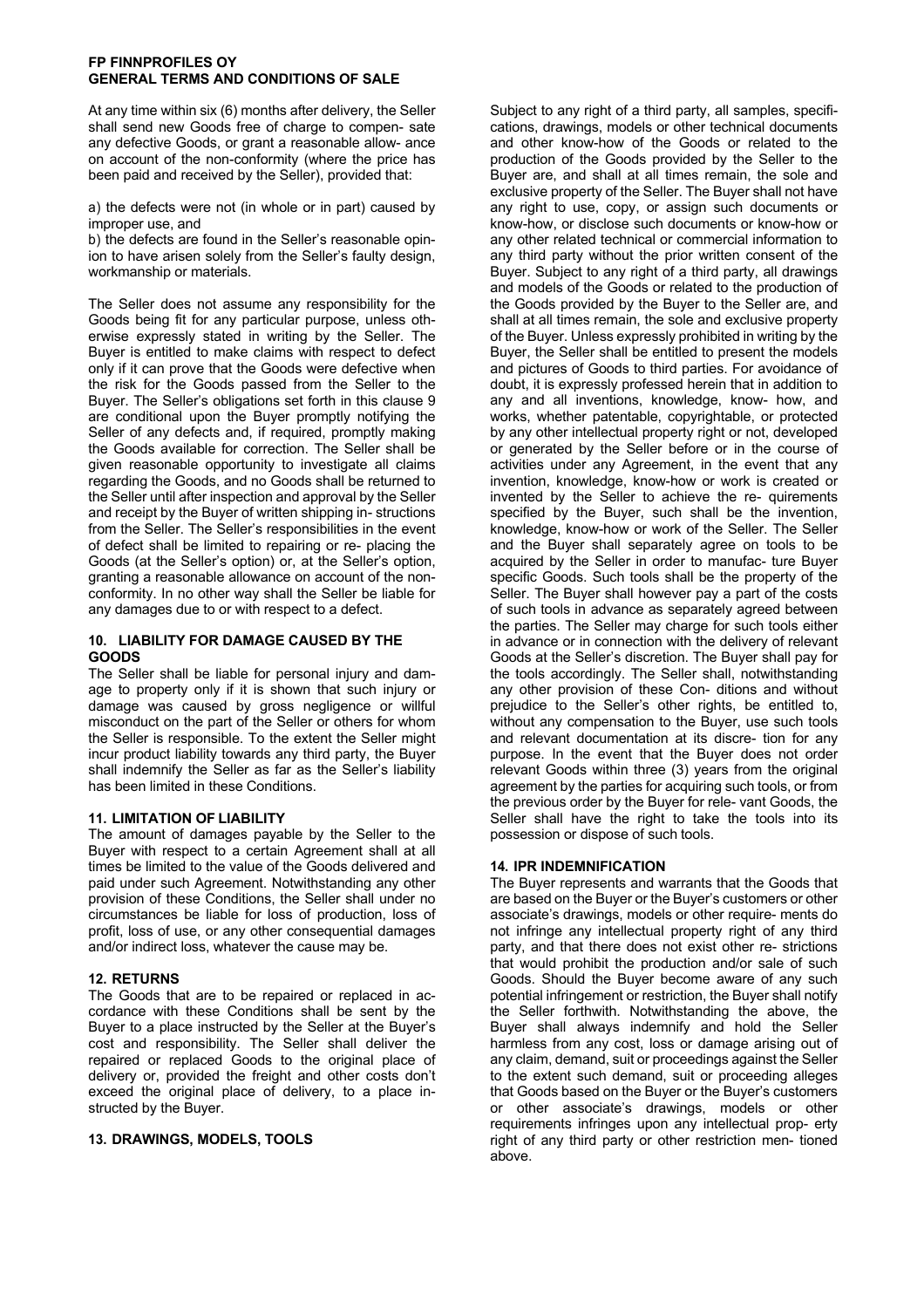**FP FINNPROFILES OY**
**GENERAL TERMS AND CONDITIONS OF SALE**

At any time within six (6) months after delivery, the Seller shall send new Goods free of charge to compensate any defective Goods, or grant a reasonable allowance on account of the non-conformity (where the price has been paid and received by the Seller), provided that:

a) the defects were not (in whole or in part) caused by improper use, and

b) the defects are found in the Seller's reasonable opinion to have arisen solely from the Seller's faulty design, workmanship or materials.

The Seller does not assume any responsibility for the Goods being fit for any particular purpose, unless otherwise expressly stated in writing by the Seller. The Buyer is entitled to make claims with respect to defect only if it can prove that the Goods were defective when the risk for the Goods passed from the Seller to the Buyer. The Seller's obligations set forth in this clause 9 are conditional upon the Buyer promptly notifying the Seller of any defects and, if required, promptly making the Goods available for correction. The Seller shall be given reasonable opportunity to investigate all claims regarding the Goods, and no Goods shall be returned to the Seller until after inspection and approval by the Seller and receipt by the Buyer of written shipping instructions from the Seller. The Seller's responsibilities in the event of defect shall be limited to repairing or replacing the Goods (at the Seller's option) or, at the Seller's option, granting a reasonable allowance on account of the non-conformity. In no other way shall the Seller be liable for any damages due to or with respect to a defect.

## 10. LIABILITY FOR DAMAGE CAUSED BY THE GOODS

The Seller shall be liable for personal injury and damage to property only if it is shown that such injury or damage was caused by gross negligence or willful misconduct on the part of the Seller or others for whom the Seller is responsible. To the extent the Seller might incur product liability towards any third party, the Buyer shall indemnify the Seller as far as the Seller's liability has been limited in these Conditions.

## 11. LIMITATION OF LIABILITY

The amount of damages payable by the Seller to the Buyer with respect to a certain Agreement shall at all times be limited to the value of the Goods delivered and paid under such Agreement. Notwithstanding any other provision of these Conditions, the Seller shall under no circumstances be liable for loss of production, loss of profit, loss of use, or any other consequential damages and/or indirect loss, whatever the cause may be.

## 12. RETURNS

The Goods that are to be repaired or replaced in accordance with these Conditions shall be sent by the Buyer to a place instructed by the Seller at the Buyer's cost and responsibility. The Seller shall deliver the repaired or replaced Goods to the original place of delivery or, provided the freight and other costs don't exceed the original place of delivery, to a place instructed by the Buyer.

## 13. DRAWINGS, MODELS, TOOLS

Subject to any right of a third party, all samples, specifications, drawings, models or other technical documents and other know-how of the Goods or related to the production of the Goods provided by the Seller to the Buyer are, and shall at all times remain, the sole and exclusive property of the Seller. The Buyer shall not have any right to use, copy, or assign such documents or know-how, or disclose such documents or know-how or any other related technical or commercial information to any third party without the prior written consent of the Buyer. Subject to any right of a third party, all drawings and models of the Goods or related to the production of the Goods provided by the Buyer to the Seller are, and shall at all times remain, the sole and exclusive property of the Buyer. Unless expressly prohibited in writing by the Buyer, the Seller shall be entitled to present the models and pictures of Goods to third parties. For avoidance of doubt, it is expressly professed herein that in addition to any and all inventions, knowledge, know- how, and works, whether patentable, copyrightable, or protected by any other intellectual property right or not, developed or generated by the Seller before or in the course of activities under any Agreement, in the event that any invention, knowledge, know-how or work is created or invented by the Seller to achieve the requirements specified by the Buyer, such shall be the invention, knowledge, know-how or work of the Seller. The Seller and the Buyer shall separately agree on tools to be acquired by the Seller in order to manufacture Buyer specific Goods. Such tools shall be the property of the Seller. The Buyer shall however pay a part of the costs of such tools in advance as separately agreed between the parties. The Seller may charge for such tools either in advance or in connection with the delivery of relevant Goods at the Seller's discretion. The Buyer shall pay for the tools accordingly. The Seller shall, notwithstanding any other provision of these Conditions and without prejudice to the Seller's other rights, be entitled to, without any compensation to the Buyer, use such tools and relevant documentation at its discretion for any purpose. In the event that the Buyer does not order relevant Goods within three (3) years from the original agreement by the parties for acquiring such tools, or from the previous order by the Buyer for relevant Goods, the Seller shall have the right to take the tools into its possession or dispose of such tools.

## 14. IPR INDEMNIFICATION

The Buyer represents and warrants that the Goods that are based on the Buyer or the Buyer's customers or other associate's drawings, models or other requirements do not infringe any intellectual property right of any third party, and that there does not exist other restrictions that would prohibit the production and/or sale of such Goods. Should the Buyer become aware of any such potential infringement or restriction, the Buyer shall notify the Seller forthwith. Notwithstanding the above, the Buyer shall always indemnify and hold the Seller harmless from any cost, loss or damage arising out of any claim, demand, suit or proceedings against the Seller to the extent such demand, suit or proceeding alleges that Goods based on the Buyer or the Buyer's customers or other associate's drawings, models or other requirements infringes upon any intellectual property right of any third party or other restriction mentioned above.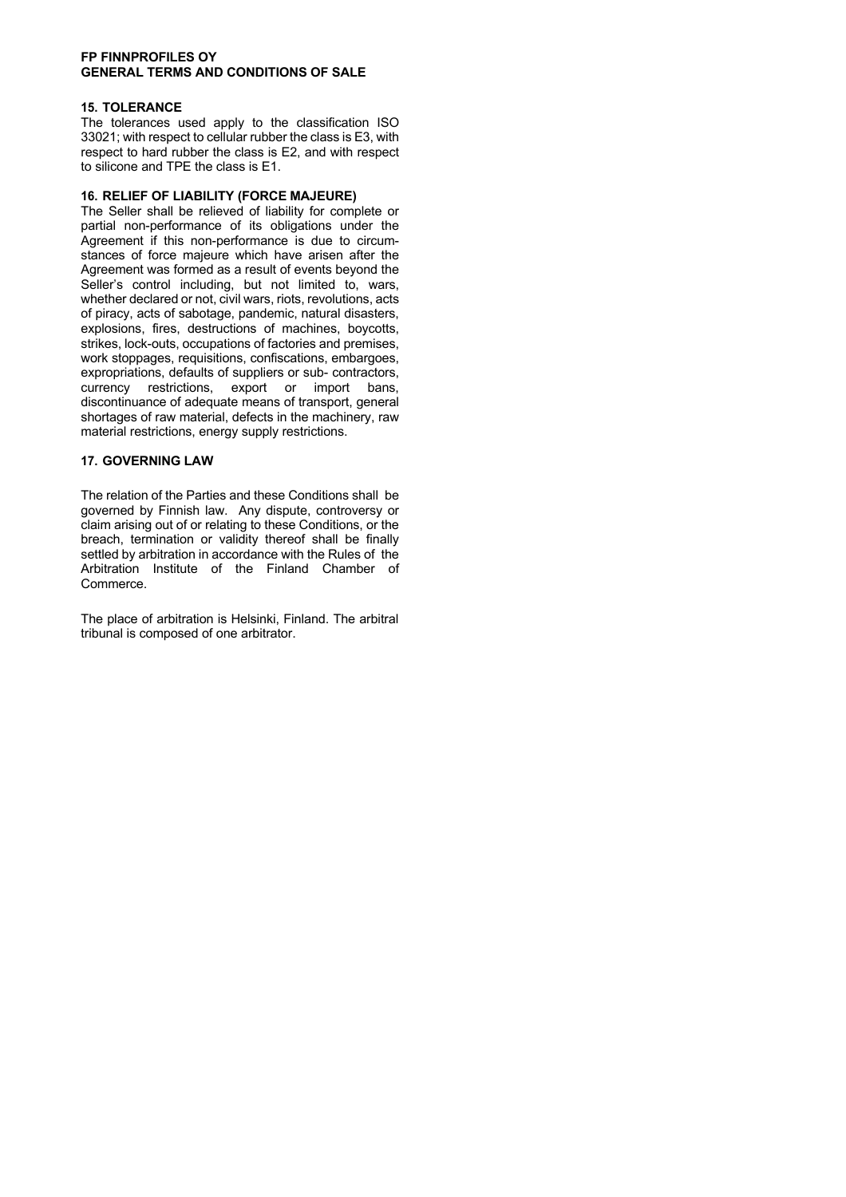**FP FINNPROFILES OY**
**GENERAL TERMS AND CONDITIONS OF SALE**

## 15. TOLERANCE

The tolerances used apply to the classification ISO 33021; with respect to cellular rubber the class is E3, with respect to hard rubber the class is E2, and with respect to silicone and TPE the class is E1.

## 16. RELIEF OF LIABILITY (FORCE MAJEURE)

The Seller shall be relieved of liability for complete or partial non-performance of its obligations under the Agreement if this non-performance is due to circumstances of force majeure which have arisen after the Agreement was formed as a result of events beyond the Seller's control including, but not limited to, wars, whether declared or not, civil wars, riots, revolutions, acts of piracy, acts of sabotage, pandemic, natural disasters, explosions, fires, destructions of machines, boycotts, strikes, lock-outs, occupations of factories and premises, work stoppages, requisitions, confiscations, embargoes, expropriations, defaults of suppliers or sub- contractors, currency restrictions, export or import bans, discontinuance of adequate means of transport, general shortages of raw material, defects in the machinery, raw material restrictions, energy supply restrictions.

## 17. GOVERNING LAW

The relation of the Parties and these Conditions shall be governed by Finnish law. Any dispute, controversy or claim arising out of or relating to these Conditions, or the breach, termination or validity thereof shall be finally settled by arbitration in accordance with the Rules of the Arbitration Institute of the Finland Chamber of Commerce.

The place of arbitration is Helsinki, Finland. The arbitral tribunal is composed of one arbitrator.